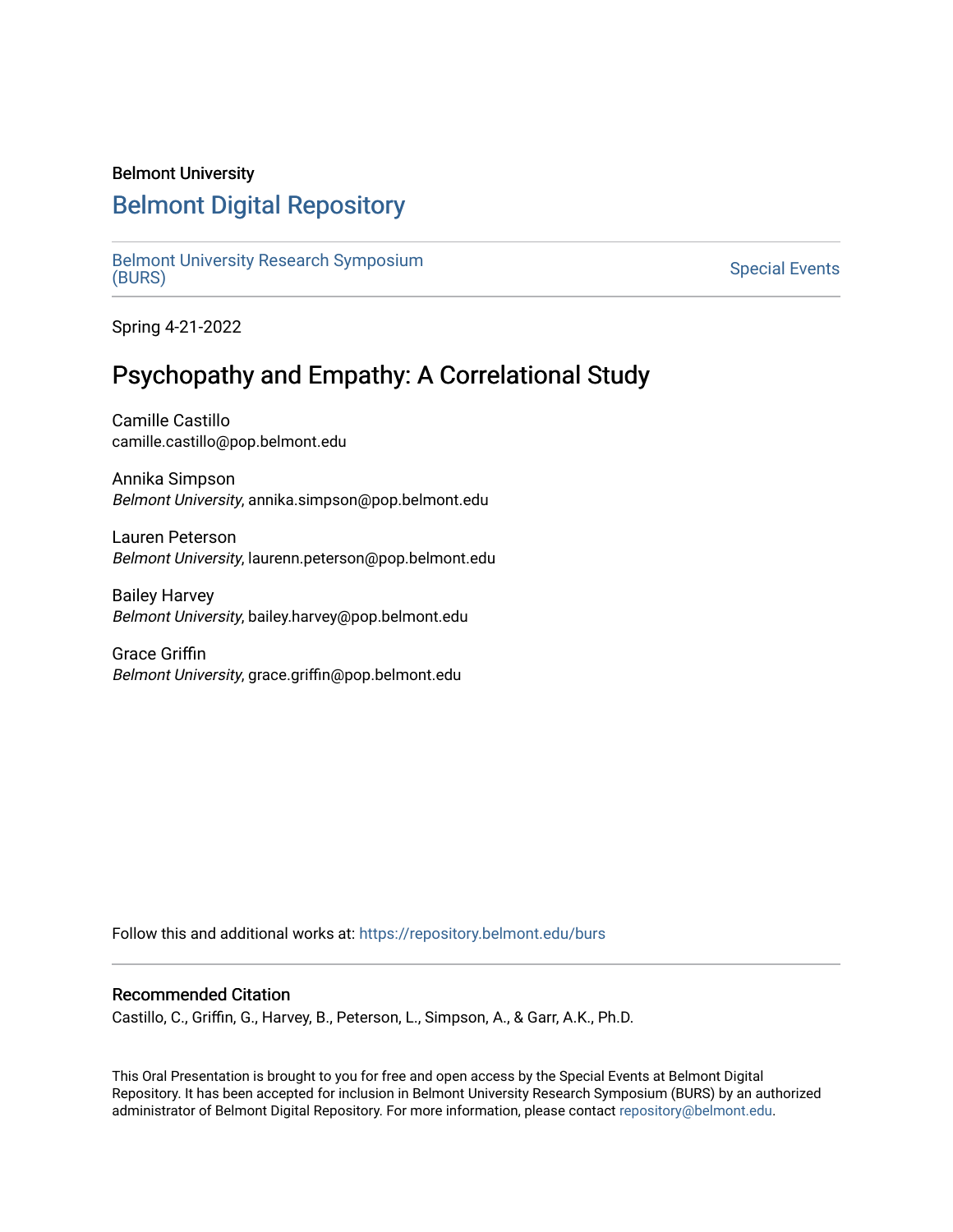Belmont University

# Belmont Digital Repository

Belmont University Research Symposium (BURS)

Special Events

Spring 4-21-2022

## Psychopathy and Empathy: A Correlational Study

Camille Castillo
camille.castillo@pop.belmont.edu

Annika Simpson
*Belmont University*, annika.simpson@pop.belmont.edu

Lauren Peterson
*Belmont University*, laurenn.peterson@pop.belmont.edu

Bailey Harvey
*Belmont University*, bailey.harvey@pop.belmont.edu

Grace Griffin
*Belmont University*, grace.griffin@pop.belmont.edu

Follow this and additional works at: https://repository.belmont.edu/burs

### Recommended Citation

Castillo, C., Griffin, G., Harvey, B., Peterson, L., Simpson, A., & Garr, A.K., Ph.D.

This Oral Presentation is brought to you for free and open access by the Special Events at Belmont Digital Repository. It has been accepted for inclusion in Belmont University Research Symposium (BURS) by an authorized administrator of Belmont Digital Repository. For more information, please contact repository@belmont.edu.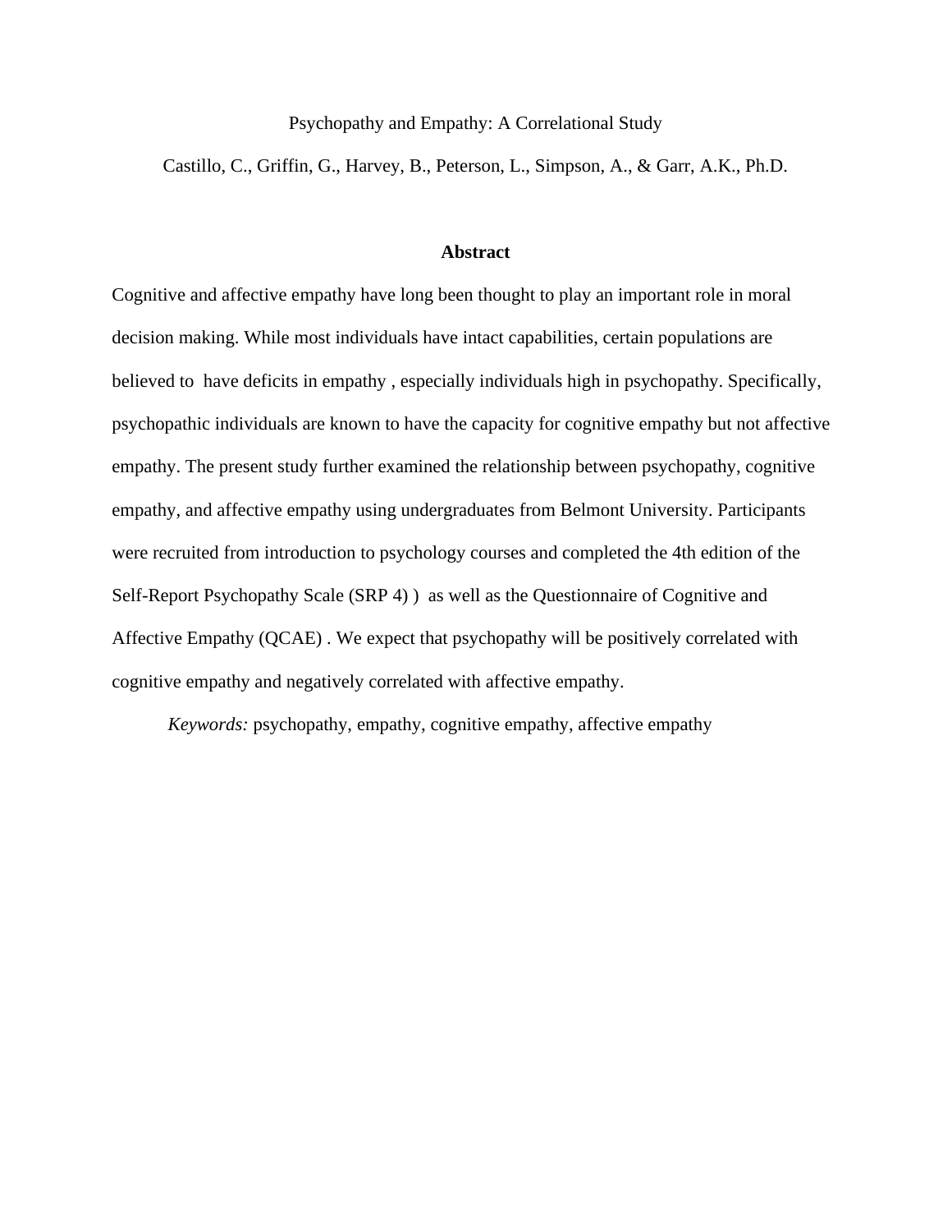Psychopathy and Empathy: A Correlational Study

Castillo, C., Griffin, G., Harvey, B., Peterson, L., Simpson, A., & Garr, A.K., Ph.D.

## Abstract

Cognitive and affective empathy have long been thought to play an important role in moral decision making. While most individuals have intact capabilities, certain populations are believed to have deficits in empathy , especially individuals high in psychopathy. Specifically, psychopathic individuals are known to have the capacity for cognitive empathy but not affective empathy. The present study further examined the relationship between psychopathy, cognitive empathy, and affective empathy using undergraduates from Belmont University. Participants were recruited from introduction to psychology courses and completed the 4th edition of the Self-Report Psychopathy Scale (SRP 4) ) as well as the Questionnaire of Cognitive and Affective Empathy (QCAE) . We expect that psychopathy will be positively correlated with cognitive empathy and negatively correlated with affective empathy.

*Keywords:* psychopathy, empathy, cognitive empathy, affective empathy